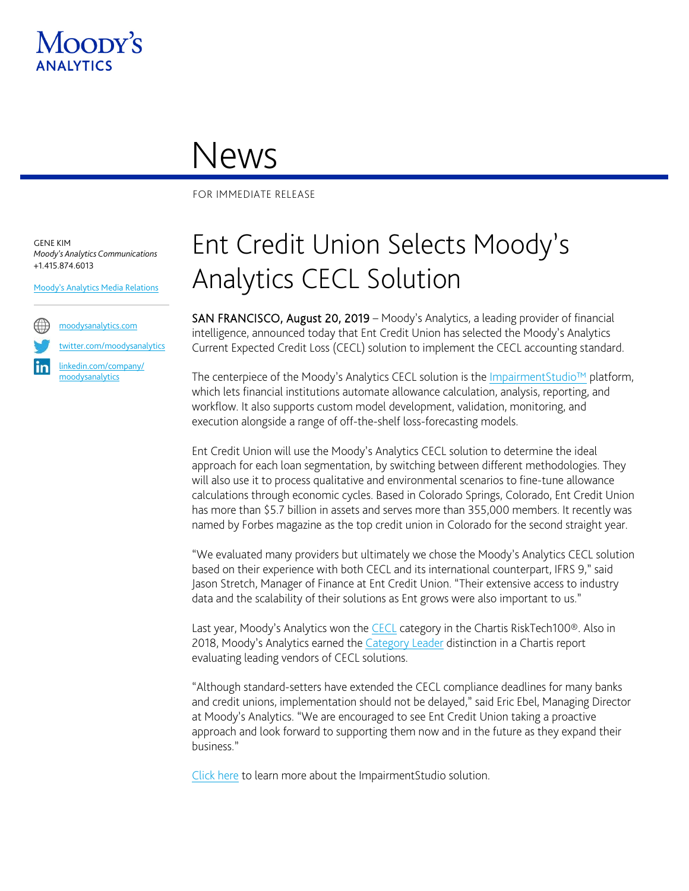MOODY'S ANALYTICS

# News

FOR IMMEDIATE RELEASE

GENE KIM
*Moody's Analytics Communications*
+1.415.874.6013

Moody's Analytics Media Relations

moodysanalytics.com
twitter.com/moodysanalytics
linkedin.com/company/moodysanalytics

## Ent Credit Union Selects Moody's Analytics CECL Solution

**SAN FRANCISCO, August 20, 2019** – Moody's Analytics, a leading provider of financial intelligence, announced today that Ent Credit Union has selected the Moody's Analytics Current Expected Credit Loss (CECL) solution to implement the CECL accounting standard.

The centerpiece of the Moody's Analytics CECL solution is the ImpairmentStudio™ platform, which lets financial institutions automate allowance calculation, analysis, reporting, and workflow. It also supports custom model development, validation, monitoring, and execution alongside a range of off-the-shelf loss-forecasting models.

Ent Credit Union will use the Moody's Analytics CECL solution to determine the ideal approach for each loan segmentation, by switching between different methodologies. They will also use it to process qualitative and environmental scenarios to fine-tune allowance calculations through economic cycles. Based in Colorado Springs, Colorado, Ent Credit Union has more than $5.7 billion in assets and serves more than 355,000 members. It recently was named by Forbes magazine as the top credit union in Colorado for the second straight year.

"We evaluated many providers but ultimately we chose the Moody's Analytics CECL solution based on their experience with both CECL and its international counterpart, IFRS 9," said Jason Stretch, Manager of Finance at Ent Credit Union. "Their extensive access to industry data and the scalability of their solutions as Ent grows were also important to us."

Last year, Moody's Analytics won the CECL category in the Chartis RiskTech100®. Also in 2018, Moody's Analytics earned the Category Leader distinction in a Chartis report evaluating leading vendors of CECL solutions.

"Although standard-setters have extended the CECL compliance deadlines for many banks and credit unions, implementation should not be delayed," said Eric Ebel, Managing Director at Moody's Analytics. "We are encouraged to see Ent Credit Union taking a proactive approach and look forward to supporting them now and in the future as they expand their business."

Click here to learn more about the ImpairmentStudio solution.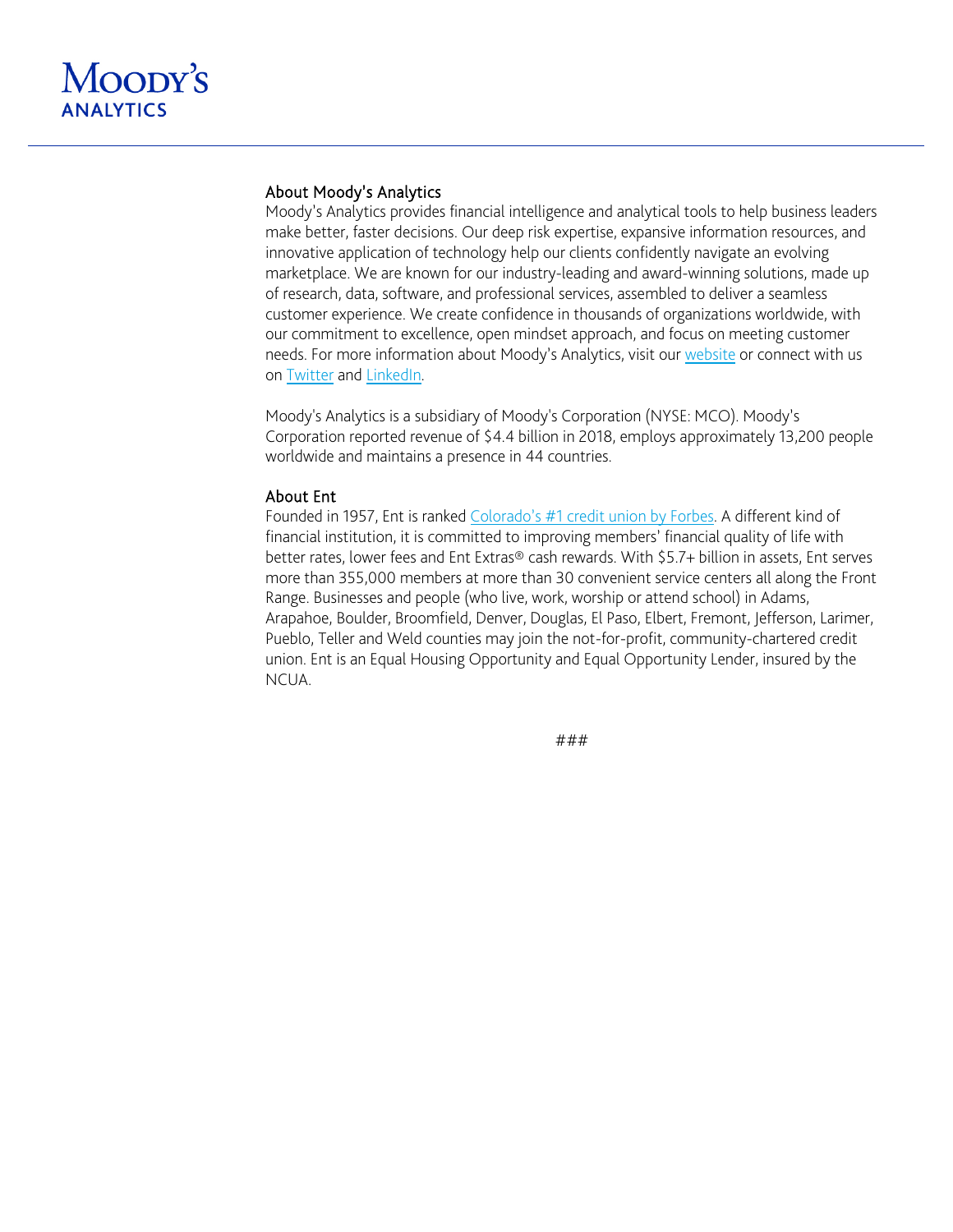## About Moody's Analytics

Moody's Analytics provides financial intelligence and analytical tools to help business leaders make better, faster decisions. Our deep risk expertise, expansive information resources, and innovative application of technology help our clients confidently navigate an evolving marketplace. We are known for our industry-leading and award-winning solutions, made up of research, data, software, and professional services, assembled to deliver a seamless customer experience. We create confidence in thousands of organizations worldwide, with our commitment to excellence, open mindset approach, and focus on meeting customer needs. For more information about Moody's Analytics, visit our website or connect with us on Twitter and LinkedIn.

Moody's Analytics is a subsidiary of Moody's Corporation (NYSE: MCO). Moody's Corporation reported revenue of $4.4 billion in 2018, employs approximately 13,200 people worldwide and maintains a presence in 44 countries.

## About Ent

Founded in 1957, Ent is ranked Colorado's #1 credit union by Forbes. A different kind of financial institution, it is committed to improving members' financial quality of life with better rates, lower fees and Ent Extras® cash rewards. With $5.7+ billion in assets, Ent serves more than 355,000 members at more than 30 convenient service centers all along the Front Range. Businesses and people (who live, work, worship or attend school) in Adams, Arapahoe, Boulder, Broomfield, Denver, Douglas, El Paso, Elbert, Fremont, Jefferson, Larimer, Pueblo, Teller and Weld counties may join the not-for-profit, community-chartered credit union. Ent is an Equal Housing Opportunity and Equal Opportunity Lender, insured by the NCUA.

###